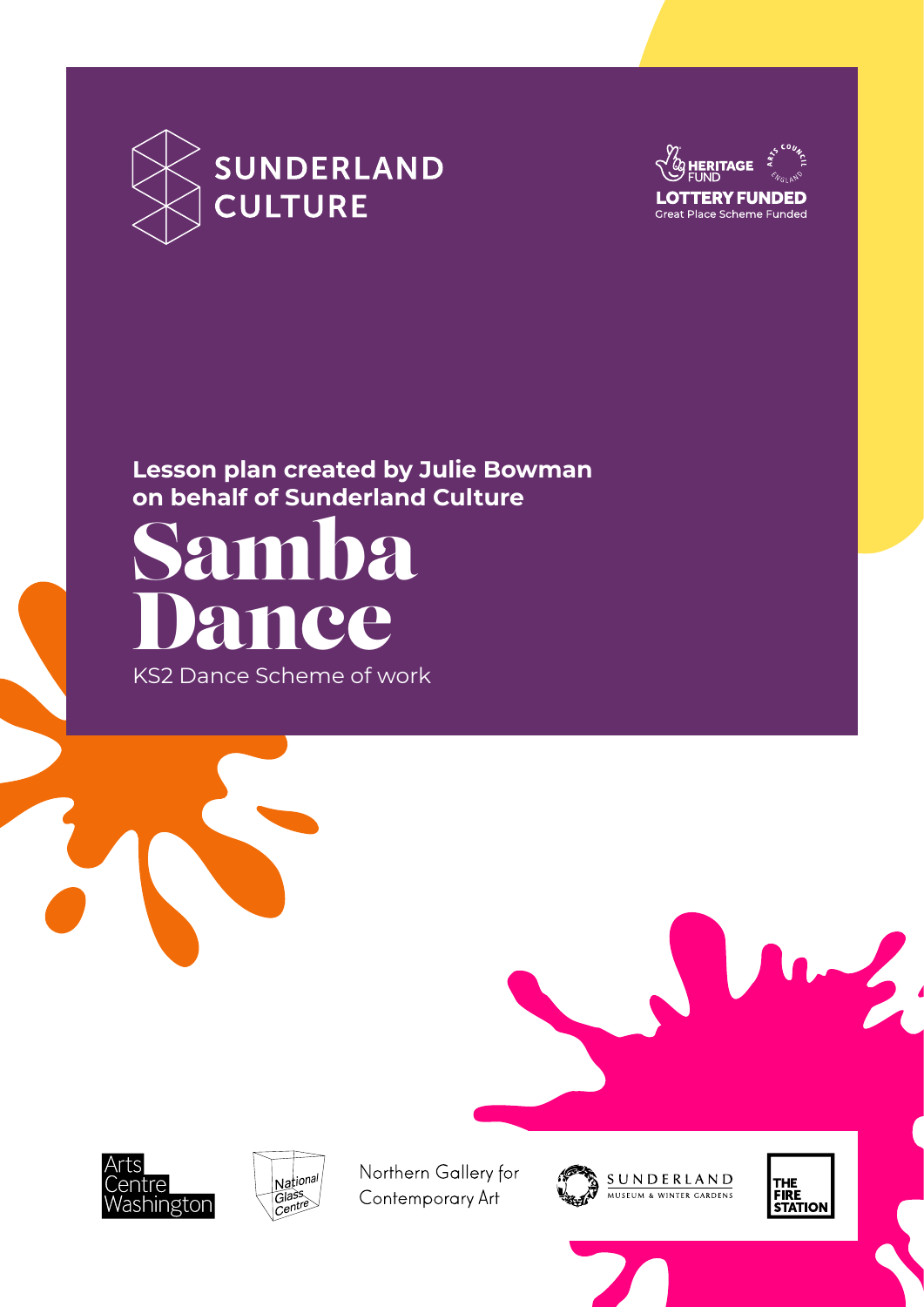SUNDERLAND CULTURE

HERITAGE FUND

ARTS COUNCIL ENGLAND

LOTTERY FUNDED

Great Place Scheme Funded

**Lesson plan created by Julie Bowman on behalf of Sunderland Culture**

# Samba Dance

KS2 Dance Scheme of work

Arts Centre Washington

National Glass Centre

Northern Gallery for Contemporary Art

SUNDERLAND MUSEUM & WINTER GARDENS

THE FIRE STATION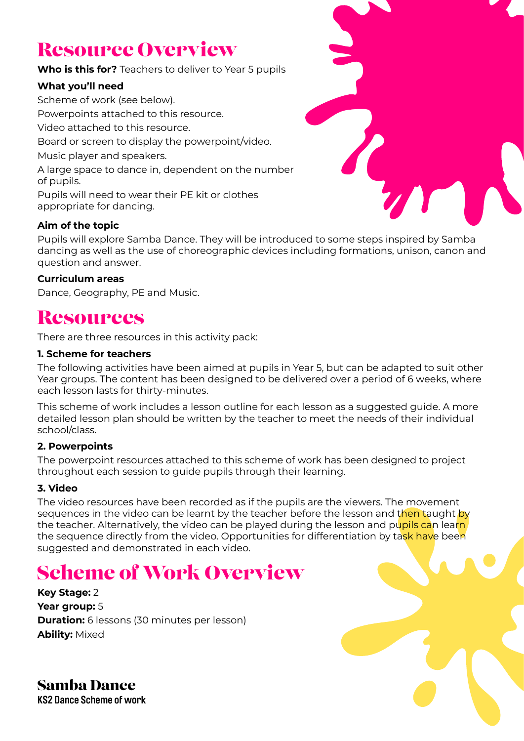# Resource Overview

**Who is this for?** Teachers to deliver to Year 5 pupils

**What you'll need**

Scheme of work (see below).

Powerpoints attached to this resource.

Video attached to this resource.

Board or screen to display the powerpoint/video.

Music player and speakers.

A large space to dance in, dependent on the number of pupils.

Pupils will need to wear their PE kit or clothes appropriate for dancing.

**Aim of the topic**

Pupils will explore Samba Dance. They will be introduced to some steps inspired by Samba dancing as well as the use of choreographic devices including formations, unison, canon and question and answer.

**Curriculum areas**

Dance, Geography, PE and Music.

# Resources

There are three resources in this activity pack:

**1. Scheme for teachers**

The following activities have been aimed at pupils in Year 5, but can be adapted to suit other Year groups. The content has been designed to be delivered over a period of 6 weeks, where each lesson lasts for thirty-minutes.

This scheme of work includes a lesson outline for each lesson as a suggested guide. A more detailed lesson plan should be written by the teacher to meet the needs of their individual school/class.

**2. Powerpoints**

The powerpoint resources attached to this scheme of work has been designed to project throughout each session to guide pupils through their learning.

**3. Video**

The video resources have been recorded as if the pupils are the viewers. The movement sequences in the video can be learnt by the teacher before the lesson and then taught by the teacher. Alternatively, the video can be played during the lesson and pupils can learn the sequence directly from the video. Opportunities for differentiation by task have been suggested and demonstrated in each video.

# Scheme of Work Overview

**Key Stage:** 2

**Year group:** 5

**Duration:** 6 lessons (30 minutes per lesson)

**Ability:** Mixed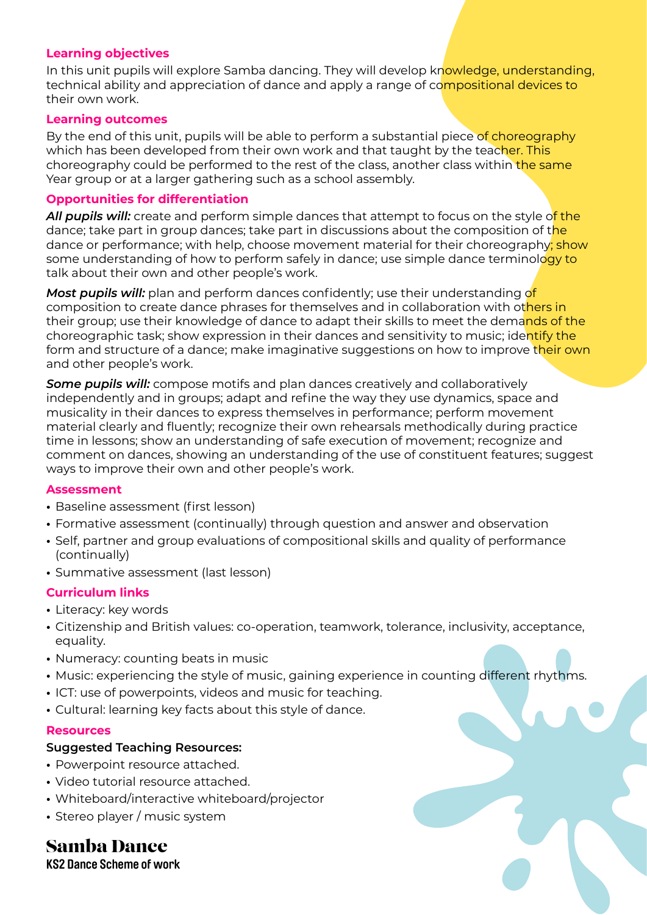## Learning objectives

In this unit pupils will explore Samba dancing. They will develop knowledge, understanding, technical ability and appreciation of dance and apply a range of compositional devices to their own work.

## Learning outcomes

By the end of this unit, pupils will be able to perform a substantial piece of choreography which has been developed from their own work and that taught by the teacher. This choreography could be performed to the rest of the class, another class within the same Year group or at a larger gathering such as a school assembly.

## Opportunities for differentiation

***All pupils will:*** create and perform simple dances that attempt to focus on the style of the dance; take part in group dances; take part in discussions about the composition of the dance or performance; with help, choose movement material for their choreography; show some understanding of how to perform safely in dance; use simple dance terminology to talk about their own and other people's work.

***Most pupils will:*** plan and perform dances confidently; use their understanding of composition to create dance phrases for themselves and in collaboration with others in their group; use their knowledge of dance to adapt their skills to meet the demands of the choreographic task; show expression in their dances and sensitivity to music; identify the form and structure of a dance; make imaginative suggestions on how to improve their own and other people's work.

***Some pupils will:*** compose motifs and plan dances creatively and collaboratively independently and in groups; adapt and refine the way they use dynamics, space and musicality in their dances to express themselves in performance; perform movement material clearly and fluently; recognize their own rehearsals methodically during practice time in lessons; show an understanding of safe execution of movement; recognize and comment on dances, showing an understanding of the use of constituent features; suggest ways to improve their own and other people's work.

## Assessment

- Baseline assessment (first lesson)
- Formative assessment (continually) through question and answer and observation
- Self, partner and group evaluations of compositional skills and quality of performance (continually)
- Summative assessment (last lesson)

## Curriculum links

- Literacy: key words
- Citizenship and British values: co-operation, teamwork, tolerance, inclusivity, acceptance, equality.
- Numeracy: counting beats in music
- Music: experiencing the style of music, gaining experience in counting different rhythms.
- ICT: use of powerpoints, videos and music for teaching.
- Cultural: learning key facts about this style of dance.

## Resources

**Suggested Teaching Resources:**

- Powerpoint resource attached.
- Video tutorial resource attached.
- Whiteboard/interactive whiteboard/projector
- Stereo player / music system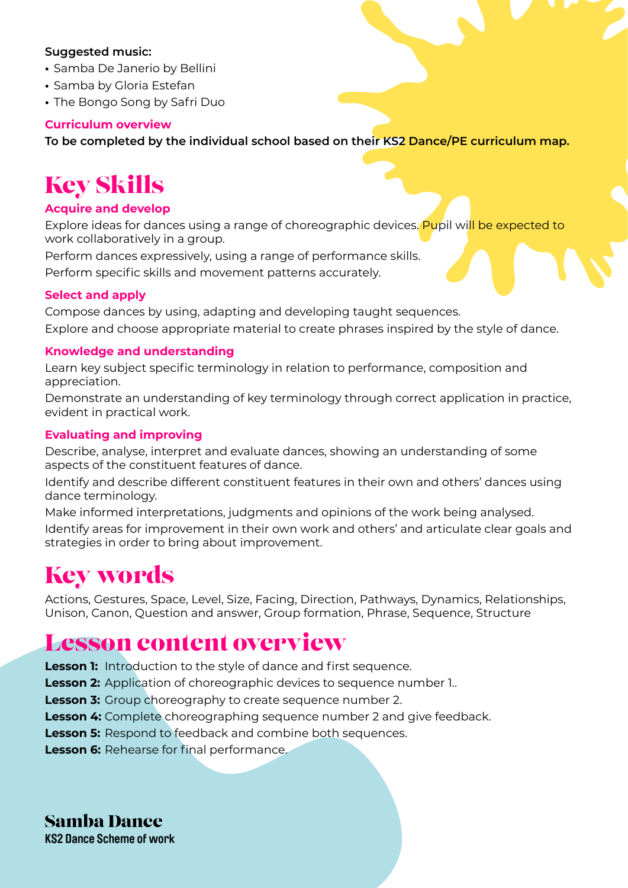**Suggested music:**

- Samba De Janerio by Bellini
- Samba by Gloria Estefan
- The Bongo Song by Safri Duo

### Curriculum overview

**To be completed by the individual school based on their KS2 Dance/PE curriculum map.**

# Key Skills

### Acquire and develop

Explore ideas for dances using a range of choreographic devices. Pupil will be expected to work collaboratively in a group.

Perform dances expressively, using a range of performance skills.

Perform specific skills and movement patterns accurately.

### Select and apply

Compose dances by using, adapting and developing taught sequences.

Explore and choose appropriate material to create phrases inspired by the style of dance.

### Knowledge and understanding

Learn key subject specific terminology in relation to performance, composition and appreciation.

Demonstrate an understanding of key terminology through correct application in practice, evident in practical work.

### Evaluating and improving

Describe, analyse, interpret and evaluate dances, showing an understanding of some aspects of the constituent features of dance.

Identify and describe different constituent features in their own and others' dances using dance terminology.

Make informed interpretations, judgments and opinions of the work being analysed.

Identify areas for improvement in their own work and others' and articulate clear goals and strategies in order to bring about improvement.

# Key words

Actions, Gestures, Space, Level, Size, Facing, Direction, Pathways, Dynamics, Relationships, Unison, Canon, Question and answer, Group formation, Phrase, Sequence, Structure

# Lesson content overview

**Lesson 1:** Introduction to the style of dance and first sequence.

**Lesson 2:** Application of choreographic devices to sequence number 1..

**Lesson 3:** Group choreography to create sequence number 2.

**Lesson 4:** Complete choreographing sequence number 2 and give feedback.

**Lesson 5:** Respond to feedback and combine both sequences.

**Lesson 6:** Rehearse for final performance.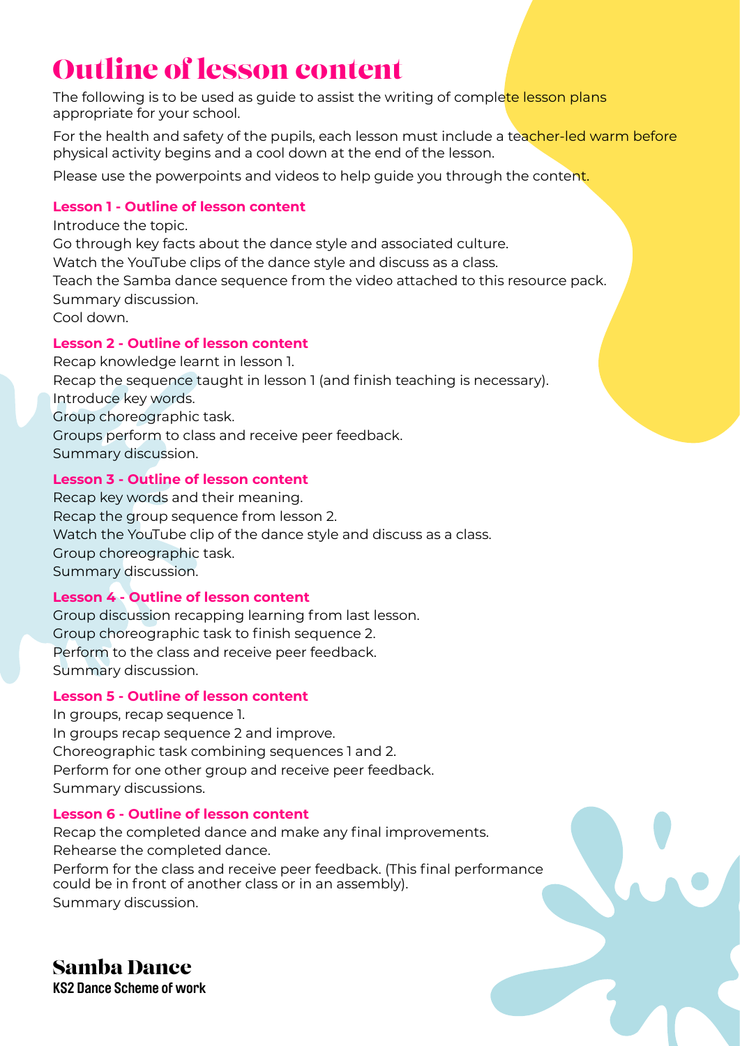# Outline of lesson content

The following is to be used as guide to assist the writing of complete lesson plans appropriate for your school.

For the health and safety of the pupils, each lesson must include a teacher-led warm before physical activity begins and a cool down at the end of the lesson.

Please use the powerpoints and videos to help guide you through the content.

### Lesson 1 - Outline of lesson content

Introduce the topic.
Go through key facts about the dance style and associated culture.
Watch the YouTube clips of the dance style and discuss as a class.
Teach the Samba dance sequence from the video attached to this resource pack.
Summary discussion.
Cool down.

### Lesson 2 - Outline of lesson content

Recap knowledge learnt in lesson 1.
Recap the sequence taught in lesson 1 (and finish teaching is necessary).
Introduce key words.
Group choreographic task.
Groups perform to class and receive peer feedback.
Summary discussion.

### Lesson 3 - Outline of lesson content

Recap key words and their meaning.
Recap the group sequence from lesson 2.
Watch the YouTube clip of the dance style and discuss as a class.
Group choreographic task.
Summary discussion.

### Lesson 4 - Outline of lesson content

Group discussion recapping learning from last lesson.
Group choreographic task to finish sequence 2.
Perform to the class and receive peer feedback.
Summary discussion.

### Lesson 5 - Outline of lesson content

In groups, recap sequence 1.
In groups recap sequence 2 and improve.
Choreographic task combining sequences 1 and 2.
Perform for one other group and receive peer feedback.
Summary discussions.

### Lesson 6 - Outline of lesson content

Recap the completed dance and make any final improvements.
Rehearse the completed dance.
Perform for the class and receive peer feedback. (This final performance could be in front of another class or in an assembly).
Summary discussion.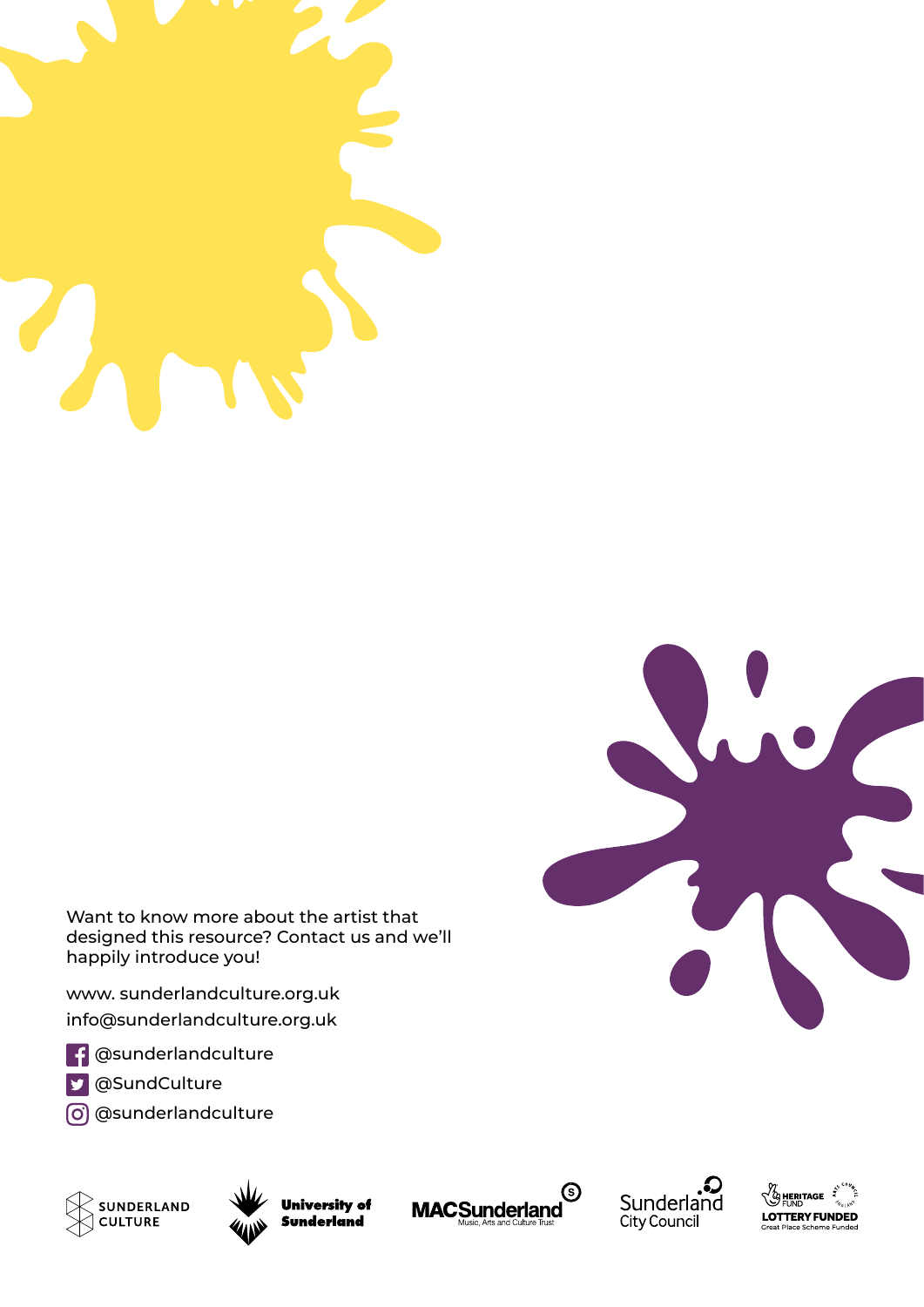Want to know more about the artist that designed this resource? Contact us and we'll happily introduce you!

www. sunderlandculture.org.uk
info@sunderlandculture.org.uk

@sunderlandculture

@SundCulture

@sunderlandculture

SUNDERLAND CULTURE

University of Sunderland

MACSunderland
Music, Arts and Culture Trust

Sunderland City Council

HERITAGE FUND
LOTTERY FUNDED
Great Place Scheme Funded